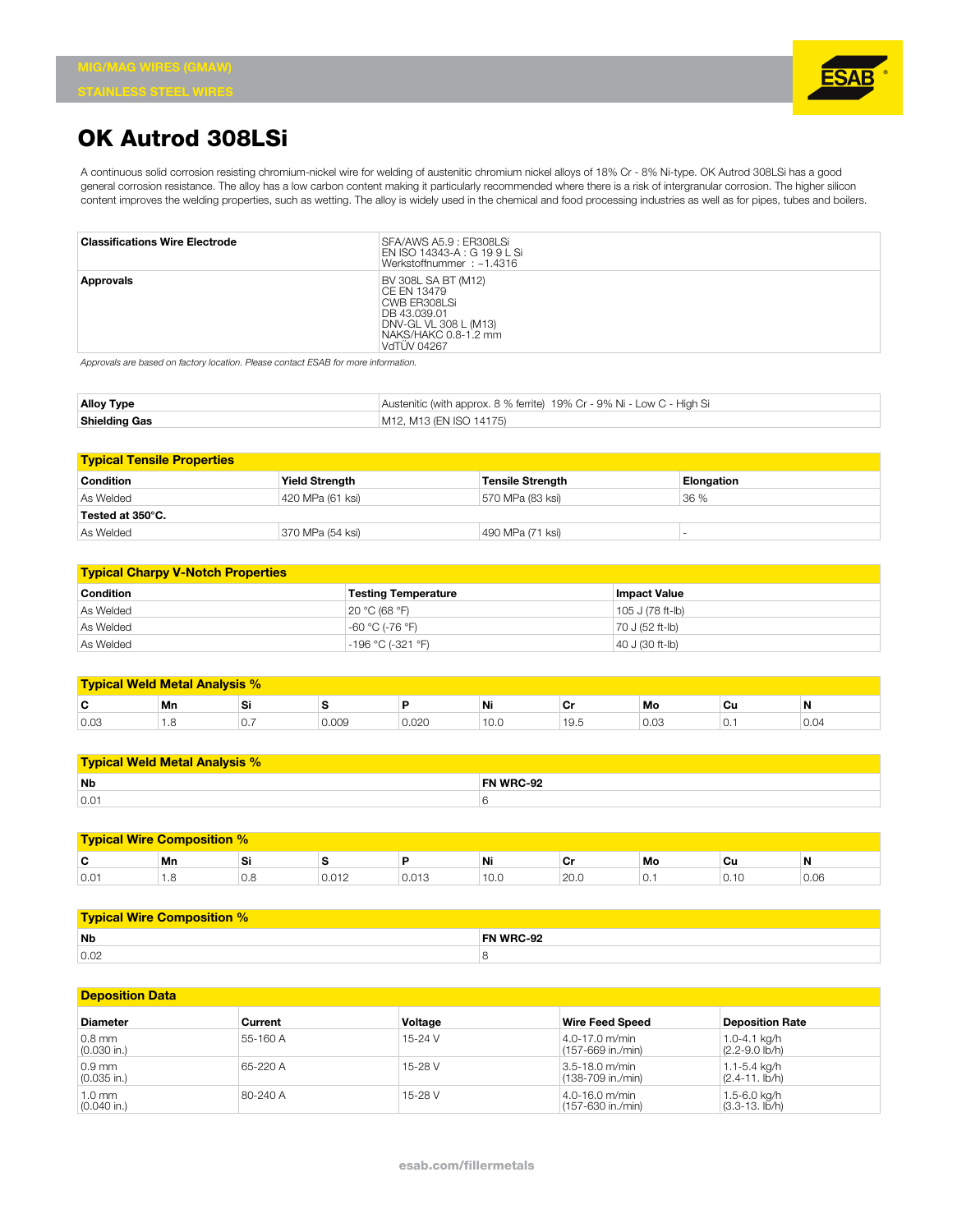MIG/MAG WIRES (GMAW)

STAINLESS STEEL WIRES

# OK Autrod 308LSi

A continuous solid corrosion resisting chromium-nickel wire for welding of austenitic chromium nickel alloys of 18% Cr - 8% Ni-type. OK Autrod 308LSi has a good general corrosion resistance. The alloy has a low carbon content making it particularly recommended where there is a risk of intergranular corrosion. The higher silicon content improves the welding properties, such as wetting. The alloy is widely used in the chemical and food processing industries as well as for pipes, tubes and boilers.

| | |
|---|---|
| **Classifications Wire Electrode** | SFA/AWS A5.9 : ER308LSi<br>EN ISO 14343-A : G 19 9 L Si<br>Werkstoffnummer : ~1.4316 |
| **Approvals** | BV 308L SA BT (M12)<br>CE EN 13479<br>CWB ER308LSi<br>DB 43.039.01<br>DNV-GL VL 308 L (M13)<br>NAKS/HAKC 0.8-1.2 mm<br>VdTÜV 04267 |

*Approvals are based on factory location. Please contact ESAB for more information.*

| | |
|---|---|
| **Alloy Type** | Austenitic (with approx. 8 % ferrite) 19% Cr - 9% Ni - Low C - High Si |
| **Shielding Gas** | M12, M13 (EN ISO 14175) |

## Typical Tensile Properties

| Condition | Yield Strength | Tensile Strength | Elongation |
|---|---|---|---|
| As Welded | 420 MPa (61 ksi) | 570 MPa (83 ksi) | 36 % |
| **Tested at 350°C.** | | | |
| As Welded | 370 MPa (54 ksi) | 490 MPa (71 ksi) | - |

## Typical Charpy V-Notch Properties

| Condition | Testing Temperature | Impact Value |
|---|---|---|
| As Welded | 20 °C (68 °F) | 105 J (78 ft-lb) |
| As Welded | -60 °C (-76 °F) | 70 J (52 ft-lb) |
| As Welded | -196 °C (-321 °F) | 40 J (30 ft-lb) |

## Typical Weld Metal Analysis %

| C | Mn | Si | S | P | Ni | Cr | Mo | Cu | N |
|---|---|---|---|---|---|---|---|---|---|
| 0.03 | 1.8 | 0.7 | 0.009 | 0.020 | 10.0 | 19.5 | 0.03 | 0.1 | 0.04 |

## Typical Weld Metal Analysis %

| Nb | FN WRC-92 |
|---|---|
| 0.01 | 6 |

## Typical Wire Composition %

| C | Mn | Si | S | P | Ni | Cr | Mo | Cu | N |
|---|---|---|---|---|---|---|---|---|---|
| 0.01 | 1.8 | 0.8 | 0.012 | 0.013 | 10.0 | 20.0 | 0.1 | 0.10 | 0.06 |

## Typical Wire Composition %

| Nb | FN WRC-92 |
|---|---|
| 0.02 | 8 |

## Deposition Data

| Diameter | Current | Voltage | Wire Feed Speed | Deposition Rate |
|---|---|---|---|---|
| 0.8 mm (0.030 in.) | 55-160 A | 15-24 V | 4.0-17.0 m/min (157-669 in./min) | 1.0-4.1 kg/h (2.2-9.0 lb/h) |
| 0.9 mm (0.035 in.) | 65-220 A | 15-28 V | 3.5-18.0 m/min (138-709 in./min) | 1.1-5.4 kg/h (2.4-11. lb/h) |
| 1.0 mm (0.040 in.) | 80-240 A | 15-28 V | 4.0-16.0 m/min (157-630 in./min) | 1.5-6.0 kg/h (3.3-13. lb/h) |

esab.com/fillermetals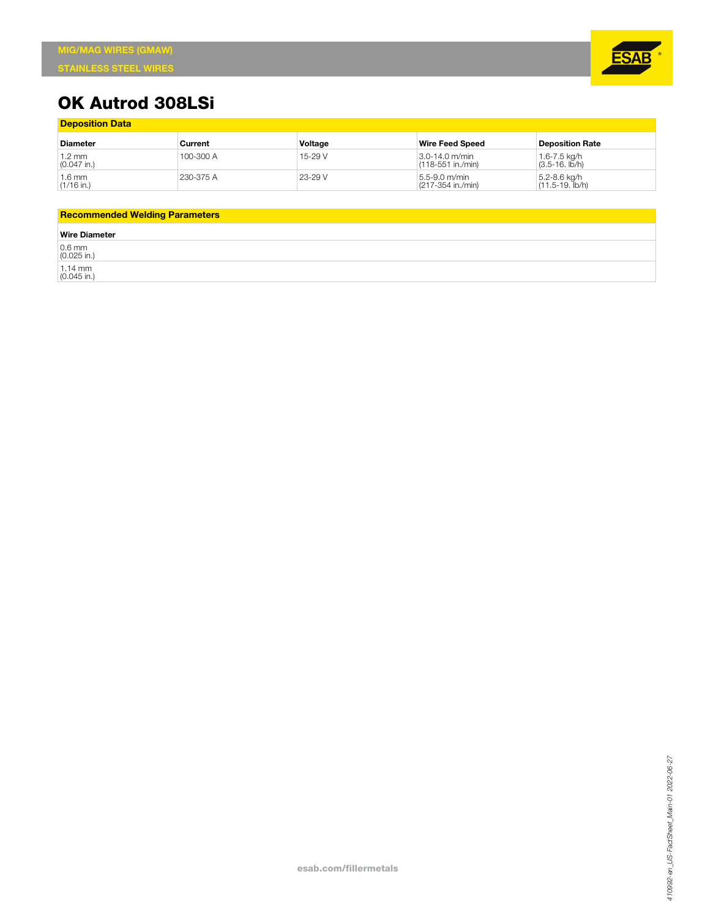MIG/MAG WIRES (GMAW)

STAINLESS STEEL WIRES

# OK Autrod 308LSi

## Deposition Data

| Diameter | Current | Voltage | Wire Feed Speed | Deposition Rate |
|---|---|---|---|---|
| 1.2 mm (0.047 in.) | 100-300 A | 15-29 V | 3.0-14.0 m/min (118-551 in./min) | 1.6-7.5 kg/h (3.5-16. lb/h) |
| 1.6 mm (1/16 in.) | 230-375 A | 23-29 V | 5.5-9.0 m/min (217-354 in./min) | 5.2-8.6 kg/h (11.5-19. lb/h) |

## Recommended Welding Parameters

| Wire Diameter |
|---|
| 0.6 mm (0.025 in.) |
| 1.14 mm (0.045 in.) |

esab.com/fillermetals

410992-en_US-FactSheet_Main-01 2022-06-27